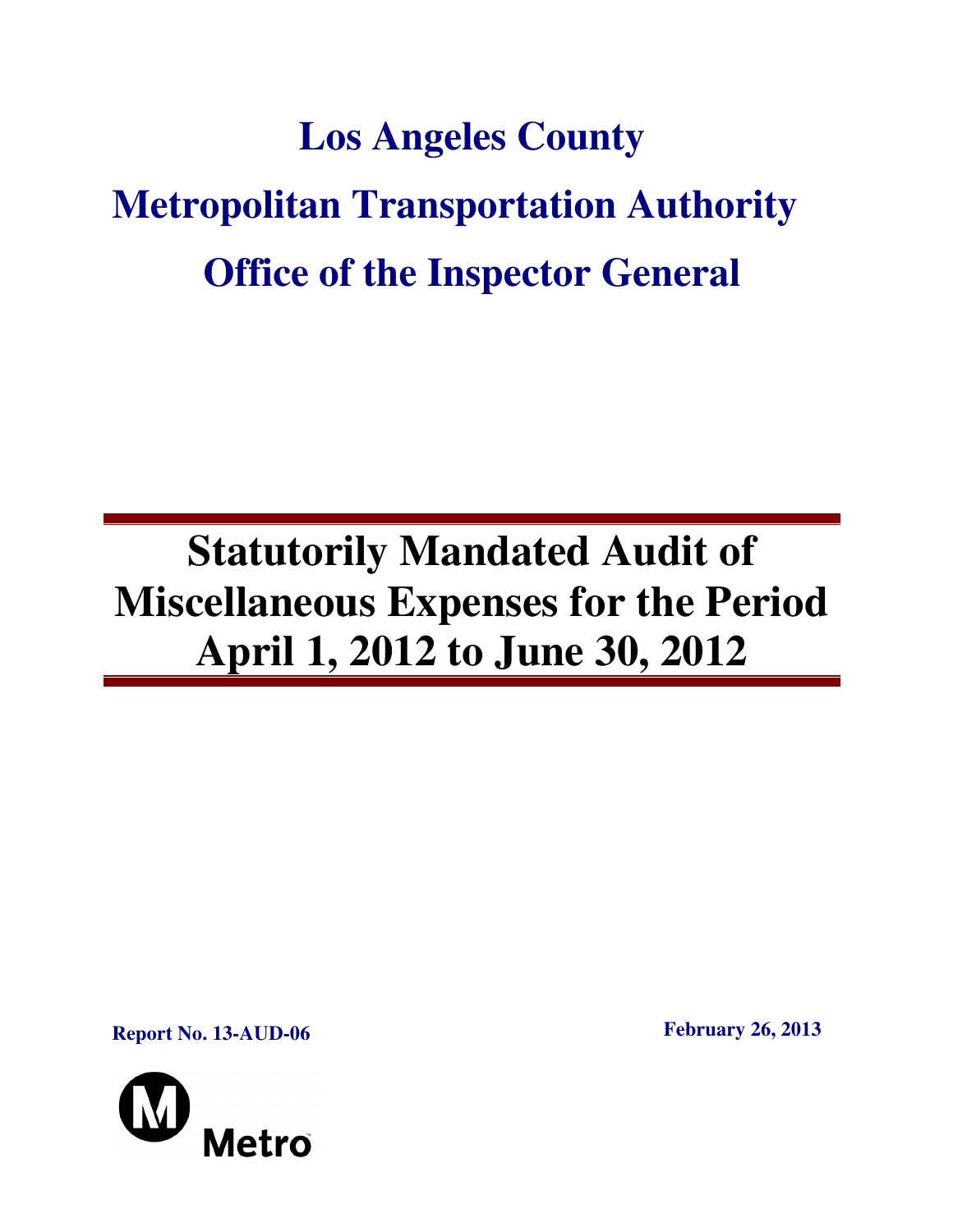# Los Angeles County Metropolitan Transportation Authority Office of the Inspector General

## Statutorily Mandated Audit of Miscellaneous Expenses for the Period April 1, 2012 to June 30, 2012

**Report No. 13-AUD-06**

**February 26, 2013**

Metro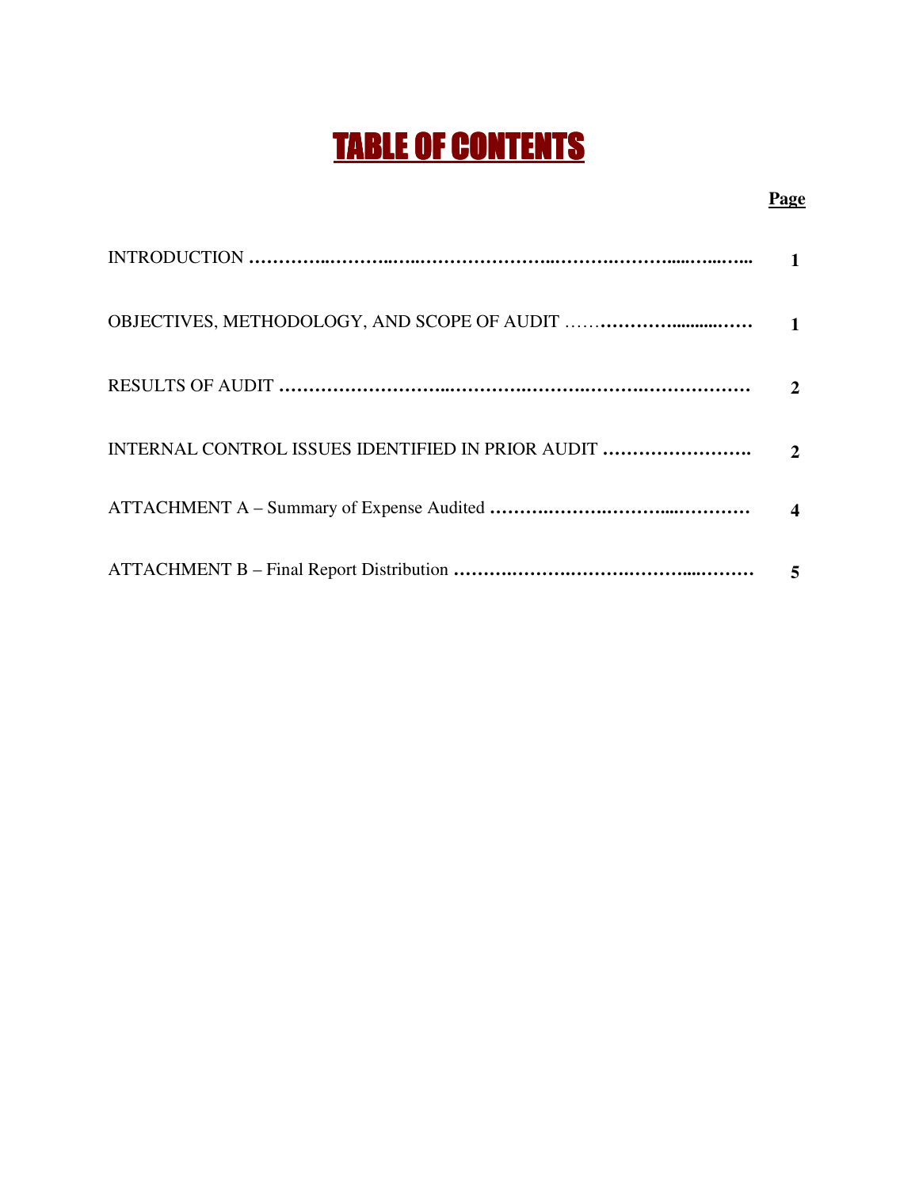# TABLE OF CONTENTS

| | Page |
|---|---|
| INTRODUCTION | 1 |
| OBJECTIVES, METHODOLOGY, AND SCOPE OF AUDIT | 1 |
| RESULTS OF AUDIT | 2 |
| INTERNAL CONTROL ISSUES IDENTIFIED IN PRIOR AUDIT | 2 |
| ATTACHMENT A – Summary of Expense Audited | 4 |
| ATTACHMENT B – Final Report Distribution | 5 |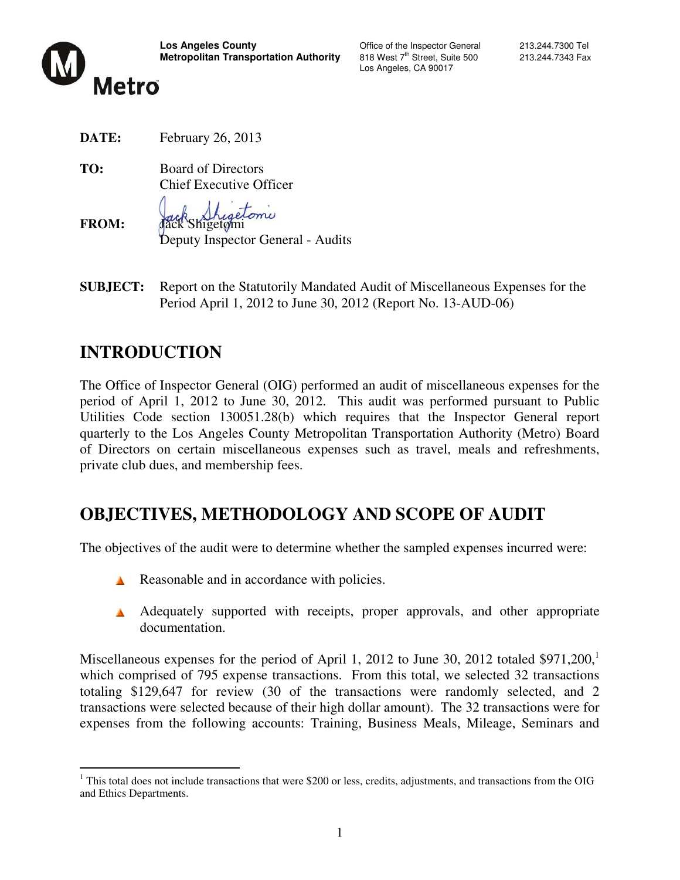**Los Angeles County Metropolitan Transportation Authority**

Office of the Inspector General
818 West 7th Street, Suite 500
Los Angeles, CA 90017

213.244.7300 Tel
213.244.7343 Fax

Metro

**DATE:** February 26, 2013

**TO:** Board of Directors
Chief Executive Officer

**FROM:** Jack Shigetomi
Deputy Inspector General - Audits

**SUBJECT:** Report on the Statutorily Mandated Audit of Miscellaneous Expenses for the Period April 1, 2012 to June 30, 2012 (Report No. 13-AUD-06)

## INTRODUCTION

The Office of Inspector General (OIG) performed an audit of miscellaneous expenses for the period of April 1, 2012 to June 30, 2012. This audit was performed pursuant to Public Utilities Code section 130051.28(b) which requires that the Inspector General report quarterly to the Los Angeles County Metropolitan Transportation Authority (Metro) Board of Directors on certain miscellaneous expenses such as travel, meals and refreshments, private club dues, and membership fees.

## OBJECTIVES, METHODOLOGY AND SCOPE OF AUDIT

The objectives of the audit were to determine whether the sampled expenses incurred were:

- Reasonable and in accordance with policies.
- Adequately supported with receipts, proper approvals, and other appropriate documentation.

Miscellaneous expenses for the period of April 1, 2012 to June 30, 2012 totaled $971,200,[1] which comprised of 795 expense transactions. From this total, we selected 32 transactions totaling $129,647 for review (30 of the transactions were randomly selected, and 2 transactions were selected because of their high dollar amount). The 32 transactions were for expenses from the following accounts: Training, Business Meals, Mileage, Seminars and

[1] This total does not include transactions that were $200 or less, credits, adjustments, and transactions from the OIG and Ethics Departments.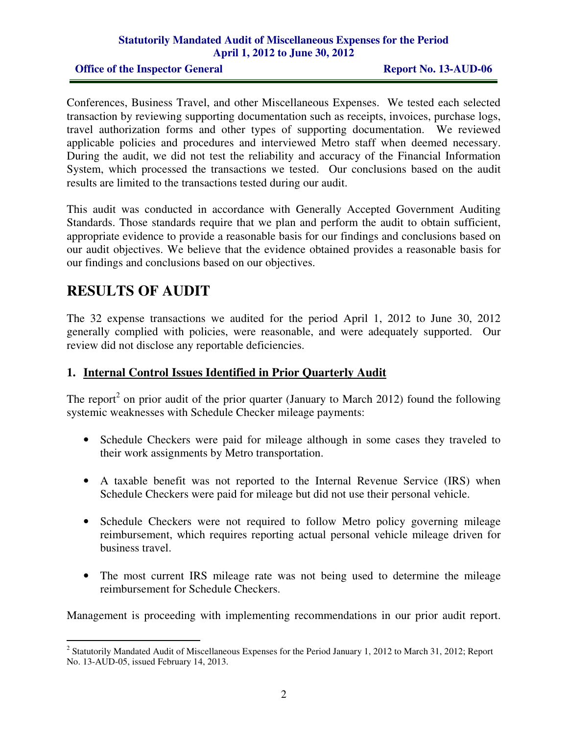Conferences, Business Travel, and other Miscellaneous Expenses. We tested each selected transaction by reviewing supporting documentation such as receipts, invoices, purchase logs, travel authorization forms and other types of supporting documentation. We reviewed applicable policies and procedures and interviewed Metro staff when deemed necessary. During the audit, we did not test the reliability and accuracy of the Financial Information System, which processed the transactions we tested. Our conclusions based on the audit results are limited to the transactions tested during our audit.

This audit was conducted in accordance with Generally Accepted Government Auditing Standards. Those standards require that we plan and perform the audit to obtain sufficient, appropriate evidence to provide a reasonable basis for our findings and conclusions based on our audit objectives. We believe that the evidence obtained provides a reasonable basis for our findings and conclusions based on our objectives.

# RESULTS OF AUDIT

The 32 expense transactions we audited for the period April 1, 2012 to June 30, 2012 generally complied with policies, were reasonable, and were adequately supported. Our review did not disclose any reportable deficiencies.

## 1. Internal Control Issues Identified in Prior Quarterly Audit

The report[2] on prior audit of the prior quarter (January to March 2012) found the following systemic weaknesses with Schedule Checker mileage payments:

- Schedule Checkers were paid for mileage although in some cases they traveled to their work assignments by Metro transportation.
- A taxable benefit was not reported to the Internal Revenue Service (IRS) when Schedule Checkers were paid for mileage but did not use their personal vehicle.
- Schedule Checkers were not required to follow Metro policy governing mileage reimbursement, which requires reporting actual personal vehicle mileage driven for business travel.
- The most current IRS mileage rate was not being used to determine the mileage reimbursement for Schedule Checkers.

Management is proceeding with implementing recommendations in our prior audit report.

[2] Statutorily Mandated Audit of Miscellaneous Expenses for the Period January 1, 2012 to March 31, 2012; Report No. 13-AUD-05, issued February 14, 2013.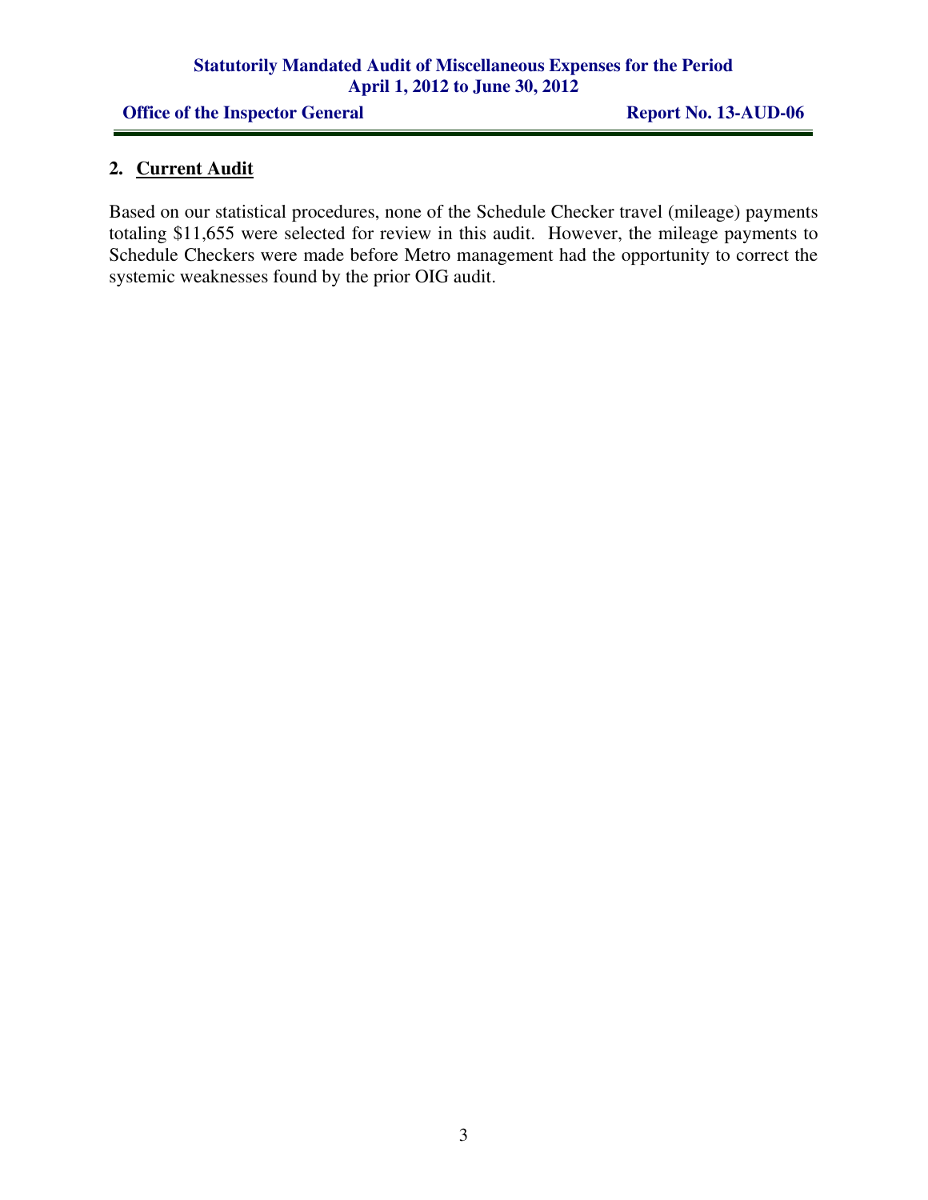## 2. Current Audit

Based on our statistical procedures, none of the Schedule Checker travel (mileage) payments totaling $11,655 were selected for review in this audit. However, the mileage payments to Schedule Checkers were made before Metro management had the opportunity to correct the systemic weaknesses found by the prior OIG audit.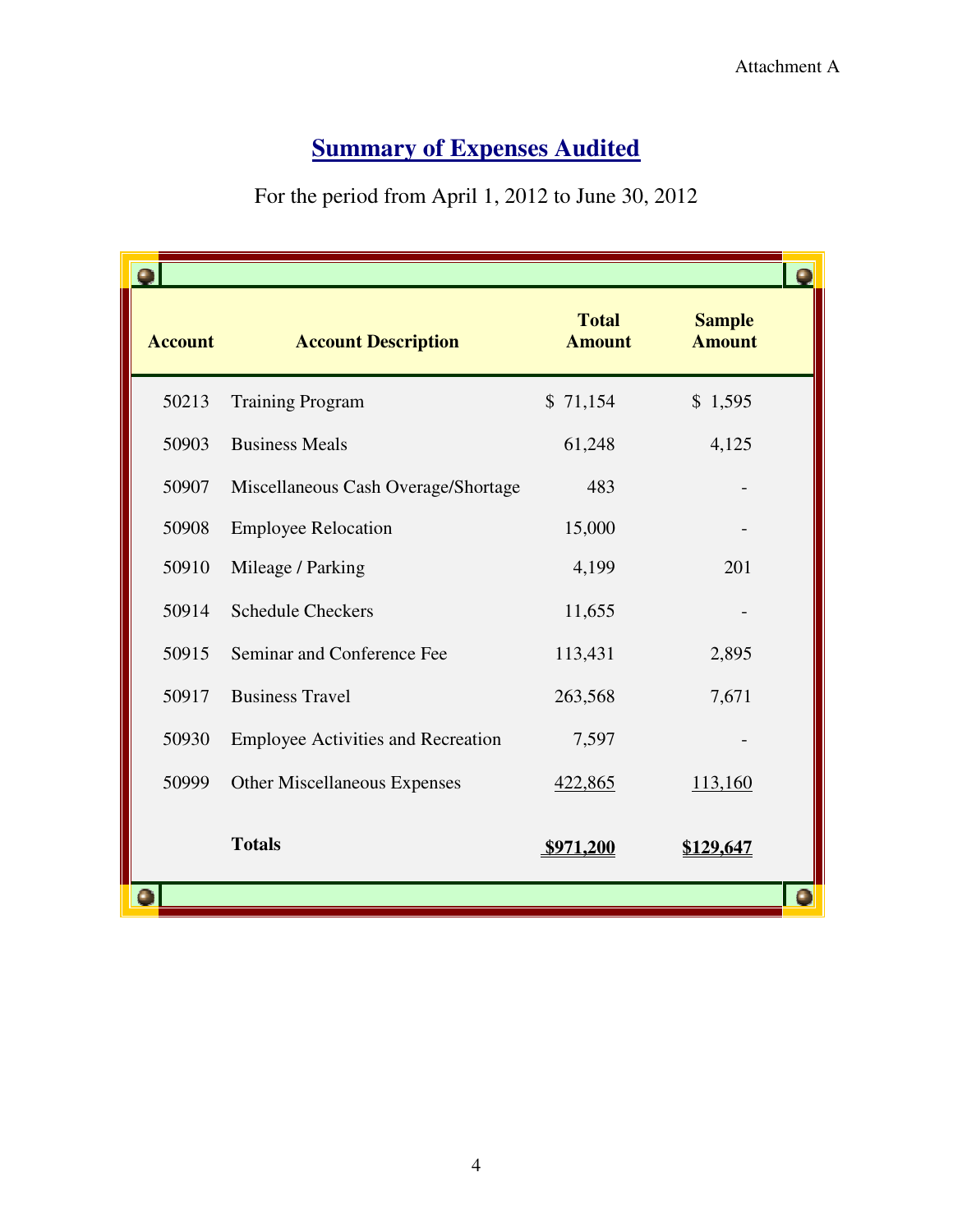Attachment A

# Summary of Expenses Audited

For the period from April 1, 2012 to June 30, 2012

| Account | Account Description | Total Amount | Sample Amount |
|---|---|---|---|
| 50213 | Training Program | $ 71,154 | $ 1,595 |
| 50903 | Business Meals | 61,248 | 4,125 |
| 50907 | Miscellaneous Cash Overage/Shortage | 483 | - |
| 50908 | Employee Relocation | 15,000 | - |
| 50910 | Mileage / Parking | 4,199 | 201 |
| 50914 | Schedule Checkers | 11,655 | - |
| 50915 | Seminar and Conference Fee | 113,431 | 2,895 |
| 50917 | Business Travel | 263,568 | 7,671 |
| 50930 | Employee Activities and Recreation | 7,597 | - |
| 50999 | Other Miscellaneous Expenses | 422,865 | 113,160 |
| | **Totals** | **$971,200** | **$129,647** |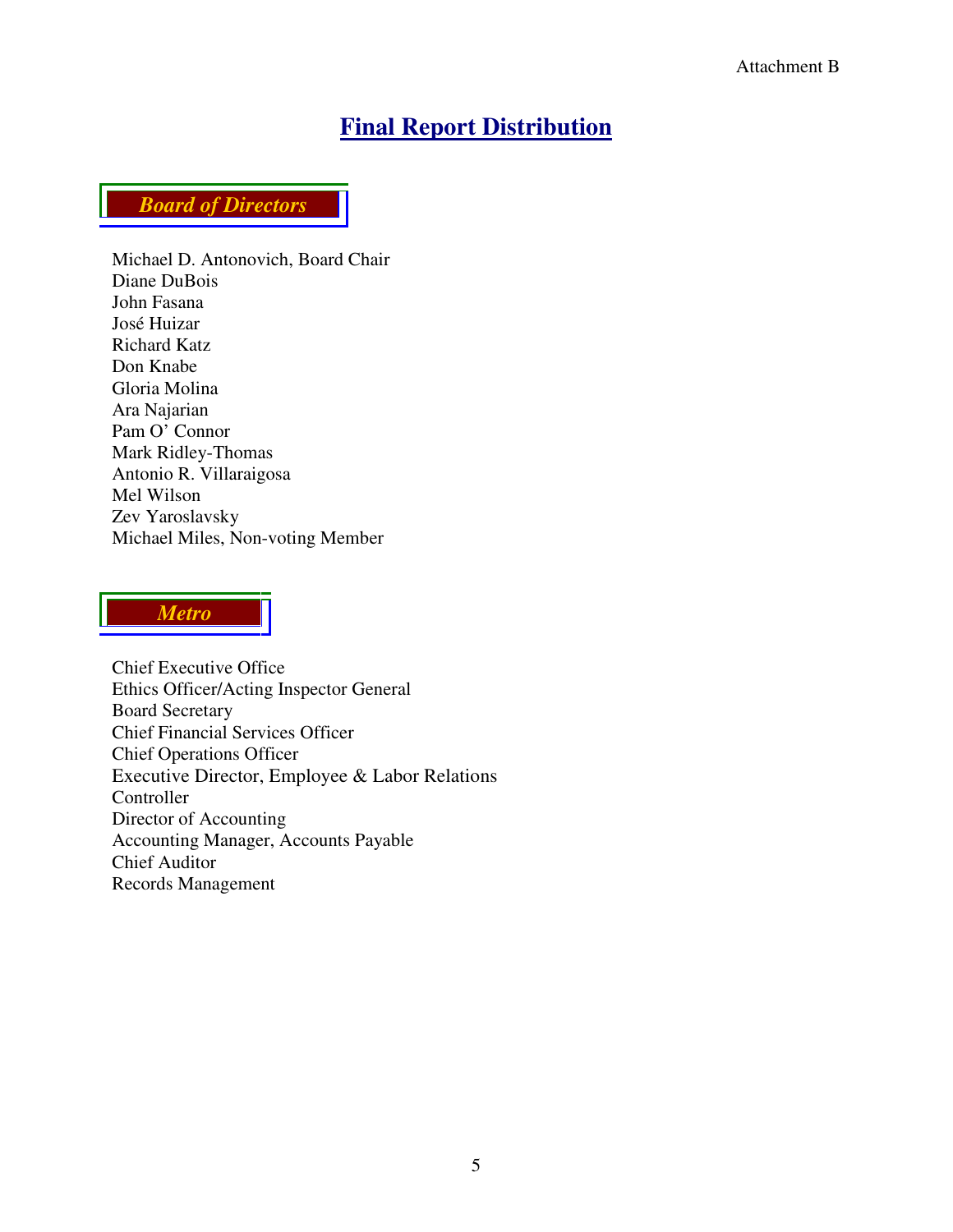Attachment B

# Final Report Distribution

## *Board of Directors*

Michael D. Antonovich, Board Chair
Diane DuBois
John Fasana
José Huizar
Richard Katz
Don Knabe
Gloria Molina
Ara Najarian
Pam O' Connor
Mark Ridley-Thomas
Antonio R. Villaraigosa
Mel Wilson
Zev Yaroslavsky
Michael Miles, Non-voting Member

## *Metro*

Chief Executive Office
Ethics Officer/Acting Inspector General
Board Secretary
Chief Financial Services Officer
Chief Operations Officer
Executive Director, Employee & Labor Relations
Controller
Director of Accounting
Accounting Manager, Accounts Payable
Chief Auditor
Records Management